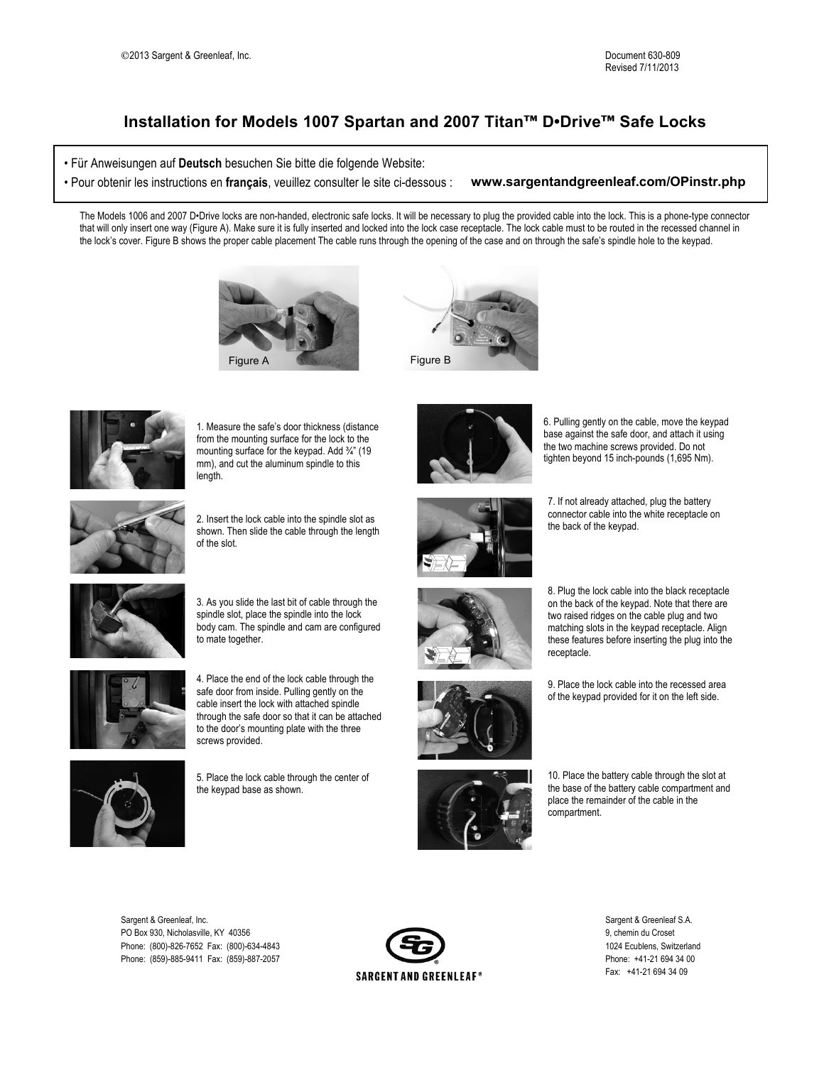©2013 Sargent & Greenleaf, Inc.

Document 630-809
Revised 7/11/2013

# Installation for Models 1007 Spartan and 2007 Titan™ D•Drive™ Safe Locks

- Für Anweisungen auf **Deutsch** besuchen Sie bitte die folgende Website:
- Pour obtenir les instructions en **français**, veuillez consulter le site ci-dessous : **www.sargentandgreenleaf.com/OPinstr.php**

The Models 1006 and 2007 D•Drive locks are non-handed, electronic safe locks. It will be necessary to plug the provided cable into the lock. This is a phone-type connector that will only insert one way (Figure A). Make sure it is fully inserted and locked into the lock case receptacle. The lock cable must to be routed in the recessed channel in the lock's cover. Figure B shows the proper cable placement The cable runs through the opening of the case and on through the safe's spindle hole to the keypad.

Figure A

Figure B

1. Measure the safe's door thickness (distance from the mounting surface for the lock to the mounting surface for the keypad. Add ¾" (19 mm), and cut the aluminum spindle to this length.

2. Insert the lock cable into the spindle slot as shown. Then slide the cable through the length of the slot.

3. As you slide the last bit of cable through the spindle slot, place the spindle into the lock body cam. The spindle and cam are configured to mate together.

4. Place the end of the lock cable through the safe door from inside. Pulling gently on the cable insert the lock with attached spindle through the safe door so that it can be attached to the door's mounting plate with the three screws provided.

5. Place the lock cable through the center of the keypad base as shown.

6. Pulling gently on the cable, move the keypad base against the safe door, and attach it using the two machine screws provided. Do not tighten beyond 15 inch-pounds (1,695 Nm).

7. If not already attached, plug the battery connector cable into the white receptacle on the back of the keypad.

8. Plug the lock cable into the black receptacle on the back of the keypad. Note that there are two raised ridges on the cable plug and two matching slots in the keypad receptacle. Align these features before inserting the plug into the receptacle.

9. Place the lock cable into the recessed area of the keypad provided for it on the left side.

10. Place the battery cable through the slot at the base of the battery cable compartment and place the remainder of the cable in the compartment.

Sargent & Greenleaf, Inc.
PO Box 930, Nicholasville, KY 40356
Phone: (800)-826-7652 Fax: (800)-634-4843
Phone: (859)-885-9411 Fax: (859)-887-2057

SARGENT AND GREENLEAF®

Sargent & Greenleaf S.A.
9, chemin du Croset
1024 Ecublens, Switzerland
Phone: +41-21 694 34 00
Fax: +41-21 694 34 09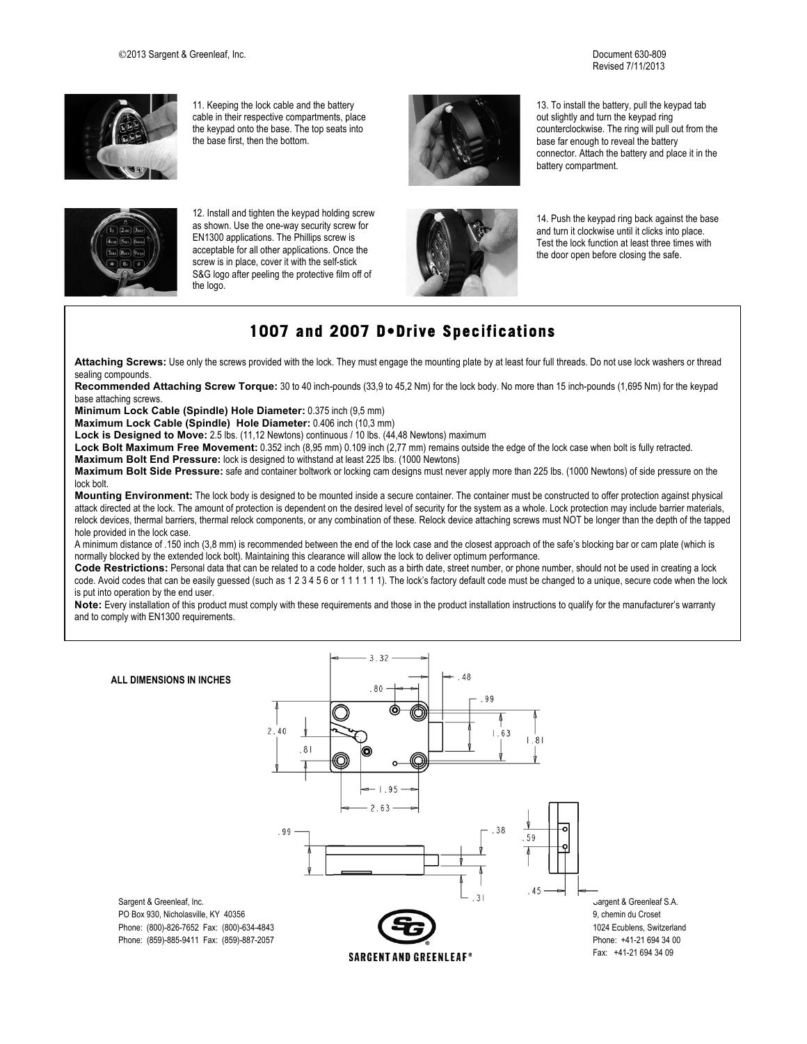11. Keeping the lock cable and the battery cable in their respective compartments, place the keypad onto the base. The top seats into the base first, then the bottom.

12. Install and tighten the keypad holding screw as shown. Use the one-way security screw for EN1300 applications. The Phillips screw is acceptable for all other applications. Once the screw is in place, cover it with the self-stick S&G logo after peeling the protective film off of the logo.

13. To install the battery, pull the keypad tab out slightly and turn the keypad ring counterclockwise. The ring will pull out from the base far enough to reveal the battery connector. Attach the battery and place it in the battery compartment.

14. Push the keypad ring back against the base and turn it clockwise until it clicks into place. Test the lock function at least three times with the door open before closing the safe.

## 1007 and 2007 D•Drive Specifications

**Attaching Screws:** Use only the screws provided with the lock. They must engage the mounting plate by at least four full threads. Do not use lock washers or thread sealing compounds.

**Recommended Attaching Screw Torque:** 30 to 40 inch-pounds (33,9 to 45,2 Nm) for the lock body. No more than 15 inch-pounds (1,695 Nm) for the keypad base attaching screws.

**Minimum Lock Cable (Spindle) Hole Diameter:** 0.375 inch (9,5 mm)

**Maximum Lock Cable (Spindle) Hole Diameter:** 0.406 inch (10,3 mm)

**Lock is Designed to Move:** 2.5 lbs. (11,12 Newtons) continuous / 10 lbs. (44,48 Newtons) maximum

**Lock Bolt Maximum Free Movement:** 0.352 inch (8,95 mm) 0.109 inch (2,77 mm) remains outside the edge of the lock case when bolt is fully retracted.

**Maximum Bolt End Pressure:** lock is designed to withstand at least 225 lbs. (1000 Newtons)

**Maximum Bolt Side Pressure:** safe and container boltwork or locking cam designs must never apply more than 225 lbs. (1000 Newtons) of side pressure on the lock bolt.

**Mounting Environment:** The lock body is designed to be mounted inside a secure container. The container must be constructed to offer protection against physical attack directed at the lock. The amount of protection is dependent on the desired level of security for the system as a whole. Lock protection may include barrier materials, relock devices, thermal barriers, thermal relock components, or any combination of these. Relock device attaching screws must NOT be longer than the depth of the tapped hole provided in the lock case.

A minimum distance of .150 inch (3,8 mm) is recommended between the end of the lock case and the closest approach of the safe's blocking bar or cam plate (which is normally blocked by the extended lock bolt). Maintaining this clearance will allow the lock to deliver optimum performance.

**Code Restrictions:** Personal data that can be related to a code holder, such as a birth date, street number, or phone number, should not be used in creating a lock code. Avoid codes that can be easily guessed (such as 1 2 3 4 5 6 or 1 1 1 1 1 1). The lock's factory default code must be changed to a unique, secure code when the lock is put into operation by the end user.

**Note:** Every installation of this product must comply with these requirements and those in the product installation instructions to qualify for the manufacturer's warranty and to comply with EN1300 requirements.

**ALL DIMENSIONS IN INCHES**

3.32
.48
.80
.99
2.40
1.63
1.81
.81
1.95
2.63
.99
.38
.59
.31
.45

Sargent & Greenleaf, Inc.
PO Box 930, Nicholasville, KY 40356
Phone: (800)-826-7652 Fax: (800)-634-4843
Phone: (859)-885-9411 Fax: (859)-887-2057

SARGENT AND GREENLEAF®

Sargent & Greenleaf S.A.
9, chemin du Croset
1024 Ecublens, Switzerland
Phone: +41-21 694 34 00
Fax: +41-21 694 34 09